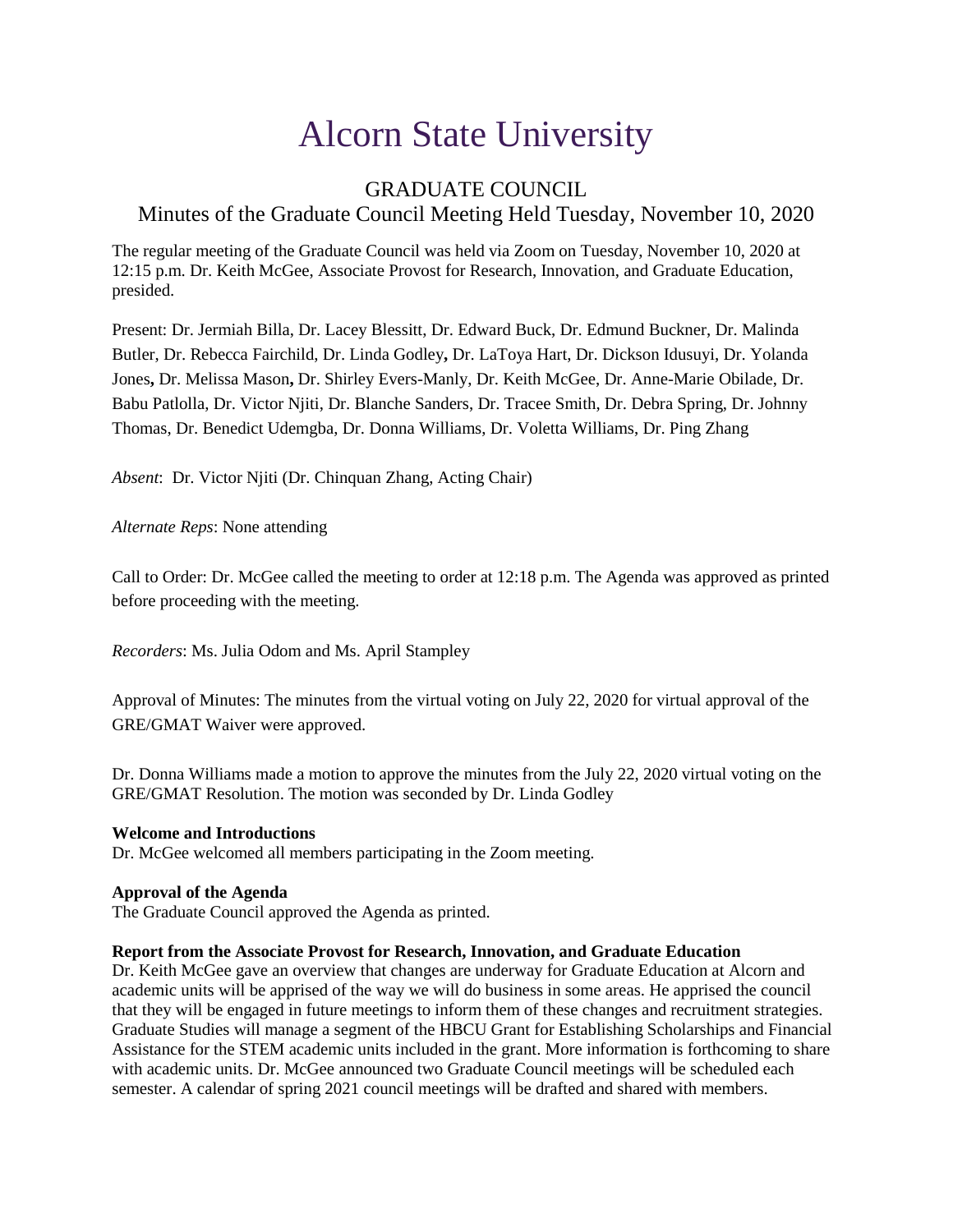# Alcorn State University

## GRADUATE COUNCIL

### Minutes of the Graduate Council Meeting Held Tuesday, November 10, 2020

The regular meeting of the Graduate Council was held via Zoom on Tuesday, November 10, 2020 at 12:15 p.m. Dr. Keith McGee, Associate Provost for Research, Innovation, and Graduate Education, presided.

Present: Dr. Jermiah Billa, Dr. Lacey Blessitt, Dr. Edward Buck, Dr. Edmund Buckner, Dr. Malinda Butler, Dr. Rebecca Fairchild, Dr. Linda Godley**,** Dr. LaToya Hart, Dr. Dickson Idusuyi, Dr. Yolanda Jones**,** Dr. Melissa Mason**,** Dr. Shirley Evers-Manly, Dr. Keith McGee, Dr. Anne-Marie Obilade, Dr. Babu Patlolla, Dr. Victor Njiti, Dr. Blanche Sanders, Dr. Tracee Smith, Dr. Debra Spring, Dr. Johnny Thomas, Dr. Benedict Udemgba, Dr. Donna Williams, Dr. Voletta Williams, Dr. Ping Zhang

*Absent*: Dr. Victor Njiti (Dr. Chinquan Zhang, Acting Chair)

*Alternate Reps*: None attending

Call to Order: Dr. McGee called the meeting to order at 12:18 p.m. The Agenda was approved as printed before proceeding with the meeting.

*Recorders*: Ms. Julia Odom and Ms. April Stampley

Approval of Minutes: The minutes from the virtual voting on July 22, 2020 for virtual approval of the GRE/GMAT Waiver were approved.

Dr. Donna Williams made a motion to approve the minutes from the July 22, 2020 virtual voting on the GRE/GMAT Resolution. The motion was seconded by Dr. Linda Godley

**Welcome and Introductions**

Dr. McGee welcomed all members participating in the Zoom meeting.

**Approval of the Agenda**

The Graduate Council approved the Agenda as printed.

**Report from the Associate Provost for Research, Innovation, and Graduate Education**

Dr. Keith McGee gave an overview that changes are underway for Graduate Education at Alcorn and academic units will be apprised of the way we will do business in some areas. He apprised the council that they will be engaged in future meetings to inform them of these changes and recruitment strategies. Graduate Studies will manage a segment of the HBCU Grant for Establishing Scholarships and Financial Assistance for the STEM academic units included in the grant. More information is forthcoming to share with academic units. Dr. McGee announced two Graduate Council meetings will be scheduled each semester. A calendar of spring 2021 council meetings will be drafted and shared with members.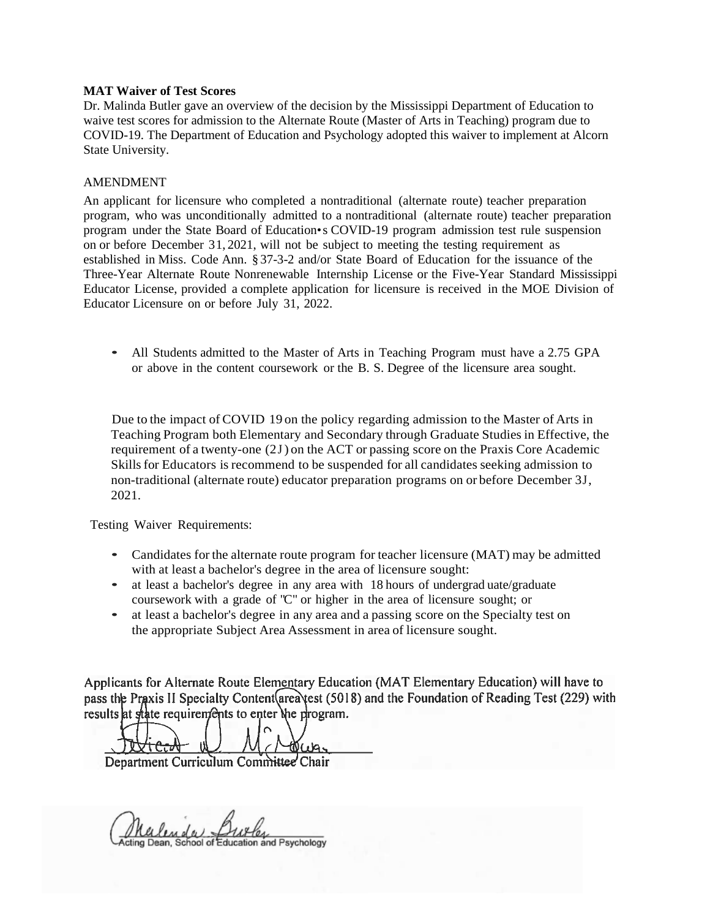**MAT Waiver of Test Scores**

Dr. Malinda Butler gave an overview of the decision by the Mississippi Department of Education to waive test scores for admission to the Alternate Route (Master of Arts in Teaching) program due to COVID-19. The Department of Education and Psychology adopted this waiver to implement at Alcorn State University.

AMENDMENT

An applicant for licensure who completed a nontraditional (alternate route) teacher preparation program, who was unconditionally admitted to a nontraditional (alternate route) teacher preparation program under the State Board of Education•s COVID-19 program admission test rule suspension on or before December 31, 2021, will not be subject to meeting the testing requirement as established in Miss. Code Ann. § 37-3-2 and/or State Board of Education for the issuance of the Three-Year Alternate Route Nonrenewable Internship License or the Five-Year Standard Mississippi Educator License, provided a complete application for licensure is received in the MOE Division of Educator Licensure on or before July 31, 2022.

- All Students admitted to the Master of Arts in Teaching Program must have a 2.75 GPA or above in the content coursework or the B. S. Degree of the licensure area sought.

Due to the impact of COVID 19 on the policy regarding admission to the Master of Arts in Teaching Program both Elementary and Secondary through Graduate Studies in Effective, the requirement of a twenty-one (2J) on the ACT or passing score on the Praxis Core Academic Skills for Educators is recommend to be suspended for all candidates seeking admission to non-traditional (alternate route) educator preparation programs on or before December 3J, 2021.

Testing Waiver Requirements:

- Candidates for the alternate route program for teacher licensure (MAT) may be admitted with at least a bachelor's degree in the area of licensure sought:
- at least a bachelor's degree in any area with 18 hours of undergrad uate/graduate coursework with a grade of "C" or higher in the area of licensure sought; or
- at least a bachelor's degree in any area and a passing score on the Specialty test on the appropriate Subject Area Assessment in area of licensure sought.

Applicants for Alternate Route Elementary Education (MAT Elementary Education) will have to pass the Praxis II Specialty Content area test (5018) and the Foundation of Reading Test (229) with results at state requirements to enter the program.

Department Curriculum Committee Chair

Acting Dean, School of Education and Psychology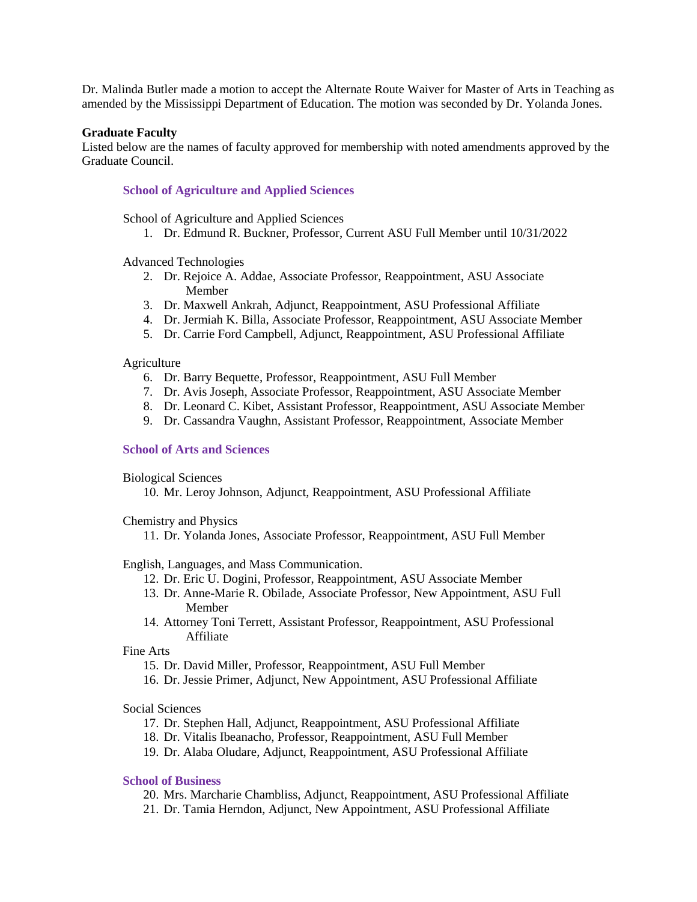Dr. Malinda Butler made a motion to accept the Alternate Route Waiver for Master of Arts in Teaching as amended by the Mississippi Department of Education. The motion was seconded by Dr. Yolanda Jones.

**Graduate Faculty**

Listed below are the names of faculty approved for membership with noted amendments approved by the Graduate Council.

### School of Agriculture and Applied Sciences

School of Agriculture and Applied Sciences

1. Dr. Edmund R. Buckner, Professor, Current ASU Full Member until 10/31/2022

Advanced Technologies

2. Dr. Rejoice A. Addae, Associate Professor, Reappointment, ASU Associate Member
3. Dr. Maxwell Ankrah, Adjunct, Reappointment, ASU Professional Affiliate
4. Dr. Jermiah K. Billa, Associate Professor, Reappointment, ASU Associate Member
5. Dr. Carrie Ford Campbell, Adjunct, Reappointment, ASU Professional Affiliate

Agriculture

6. Dr. Barry Bequette, Professor, Reappointment, ASU Full Member
7. Dr. Avis Joseph, Associate Professor, Reappointment, ASU Associate Member
8. Dr. Leonard C. Kibet, Assistant Professor, Reappointment, ASU Associate Member
9. Dr. Cassandra Vaughn, Assistant Professor, Reappointment, Associate Member

### School of Arts and Sciences

Biological Sciences

10. Mr. Leroy Johnson, Adjunct, Reappointment, ASU Professional Affiliate

Chemistry and Physics

11. Dr. Yolanda Jones, Associate Professor, Reappointment, ASU Full Member

English, Languages, and Mass Communication.

12. Dr. Eric U. Dogini, Professor, Reappointment, ASU Associate Member
13. Dr. Anne-Marie R. Obilade, Associate Professor, New Appointment, ASU Full Member
14. Attorney Toni Terrett, Assistant Professor, Reappointment, ASU Professional Affiliate

Fine Arts

15. Dr. David Miller, Professor, Reappointment, ASU Full Member
16. Dr. Jessie Primer, Adjunct, New Appointment, ASU Professional Affiliate

Social Sciences

17. Dr. Stephen Hall, Adjunct, Reappointment, ASU Professional Affiliate
18. Dr. Vitalis Ibeanacho, Professor, Reappointment, ASU Full Member
19. Dr. Alaba Oludare, Adjunct, Reappointment, ASU Professional Affiliate

### School of Business

20. Mrs. Marcharie Chambliss, Adjunct, Reappointment, ASU Professional Affiliate
21. Dr. Tamia Herndon, Adjunct, New Appointment, ASU Professional Affiliate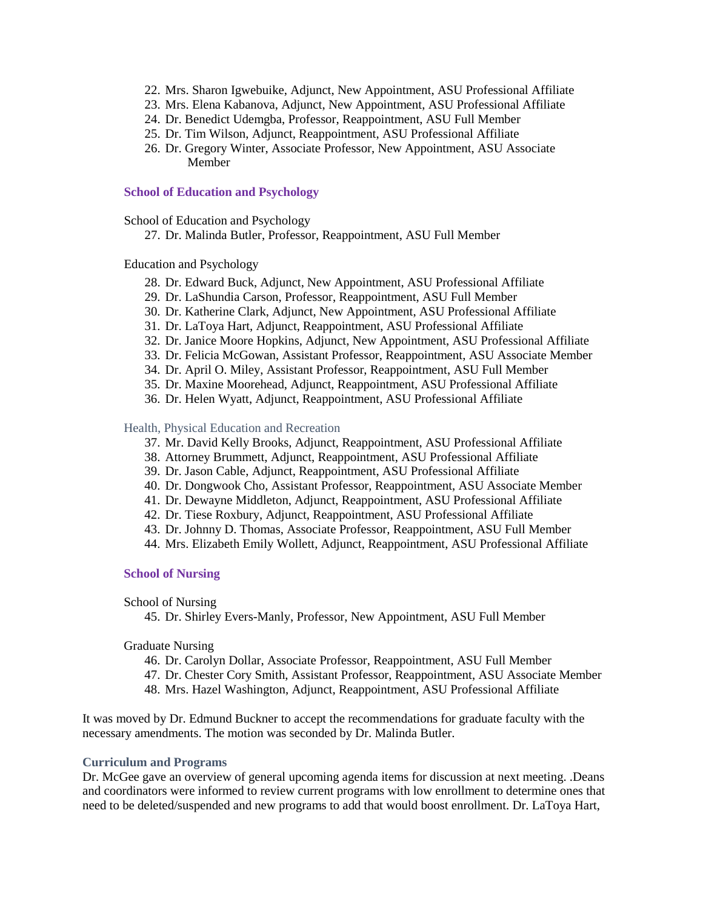22. Mrs. Sharon Igwebuike, Adjunct, New Appointment, ASU Professional Affiliate
23. Mrs. Elena Kabanova, Adjunct, New Appointment, ASU Professional Affiliate
24. Dr. Benedict Udemgba, Professor, Reappointment, ASU Full Member
25. Dr. Tim Wilson, Adjunct, Reappointment, ASU Professional Affiliate
26. Dr. Gregory Winter, Associate Professor, New Appointment, ASU Associate Member

### School of Education and Psychology

School of Education and Psychology

27. Dr. Malinda Butler, Professor, Reappointment, ASU Full Member

Education and Psychology

28. Dr. Edward Buck, Adjunct, New Appointment, ASU Professional Affiliate
29. Dr. LaShundia Carson, Professor, Reappointment, ASU Full Member
30. Dr. Katherine Clark, Adjunct, New Appointment, ASU Professional Affiliate
31. Dr. LaToya Hart, Adjunct, Reappointment, ASU Professional Affiliate
32. Dr. Janice Moore Hopkins, Adjunct, New Appointment, ASU Professional Affiliate
33. Dr. Felicia McGowan, Assistant Professor, Reappointment, ASU Associate Member
34. Dr. April O. Miley, Assistant Professor, Reappointment, ASU Full Member
35. Dr. Maxine Moorehead, Adjunct, Reappointment, ASU Professional Affiliate
36. Dr. Helen Wyatt, Adjunct, Reappointment, ASU Professional Affiliate

Health, Physical Education and Recreation

37. Mr. David Kelly Brooks, Adjunct, Reappointment, ASU Professional Affiliate
38. Attorney Brummett, Adjunct, Reappointment, ASU Professional Affiliate
39. Dr. Jason Cable, Adjunct, Reappointment, ASU Professional Affiliate
40. Dr. Dongwook Cho, Assistant Professor, Reappointment, ASU Associate Member
41. Dr. Dewayne Middleton, Adjunct, Reappointment, ASU Professional Affiliate
42. Dr. Tiese Roxbury, Adjunct, Reappointment, ASU Professional Affiliate
43. Dr. Johnny D. Thomas, Associate Professor, Reappointment, ASU Full Member
44. Mrs. Elizabeth Emily Wollett, Adjunct, Reappointment, ASU Professional Affiliate

### School of Nursing

School of Nursing

45. Dr. Shirley Evers-Manly, Professor, New Appointment, ASU Full Member

Graduate Nursing

46. Dr. Carolyn Dollar, Associate Professor, Reappointment, ASU Full Member
47. Dr. Chester Cory Smith, Assistant Professor, Reappointment, ASU Associate Member
48. Mrs. Hazel Washington, Adjunct, Reappointment, ASU Professional Affiliate

It was moved by Dr. Edmund Buckner to accept the recommendations for graduate faculty with the necessary amendments. The motion was seconded by Dr. Malinda Butler.

### Curriculum and Programs

Dr. McGee gave an overview of general upcoming agenda items for discussion at next meeting. .Deans and coordinators were informed to review current programs with low enrollment to determine ones that need to be deleted/suspended and new programs to add that would boost enrollment. Dr. LaToya Hart,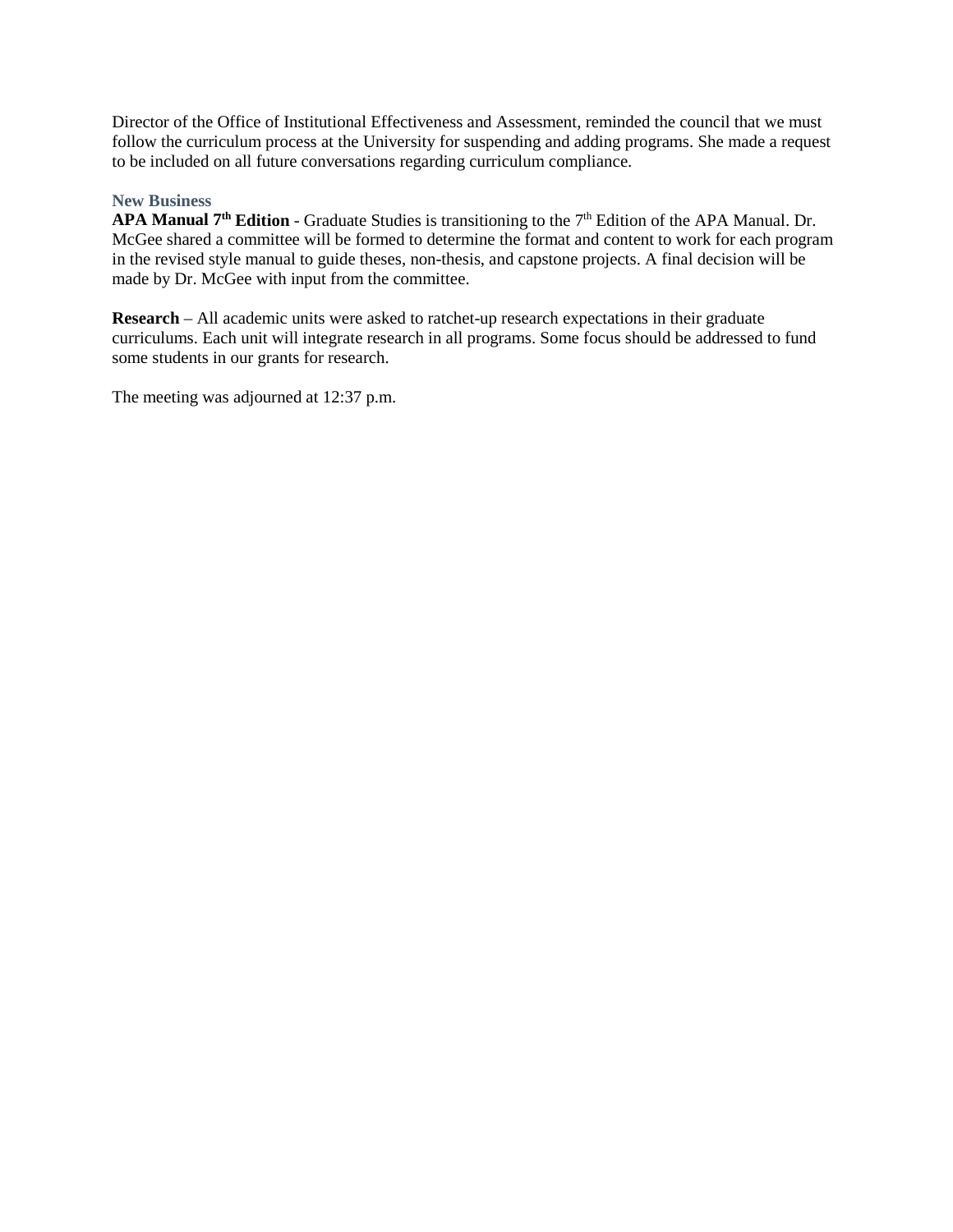Director of the Office of Institutional Effectiveness and Assessment, reminded the council that we must follow the curriculum process at the University for suspending and adding programs. She made a request to be included on all future conversations regarding curriculum compliance.

### New Business

**APA Manual 7th Edition** - Graduate Studies is transitioning to the 7th Edition of the APA Manual. Dr. McGee shared a committee will be formed to determine the format and content to work for each program in the revised style manual to guide theses, non-thesis, and capstone projects. A final decision will be made by Dr. McGee with input from the committee.

**Research** – All academic units were asked to ratchet-up research expectations in their graduate curriculums. Each unit will integrate research in all programs. Some focus should be addressed to fund some students in our grants for research.

The meeting was adjourned at 12:37 p.m.